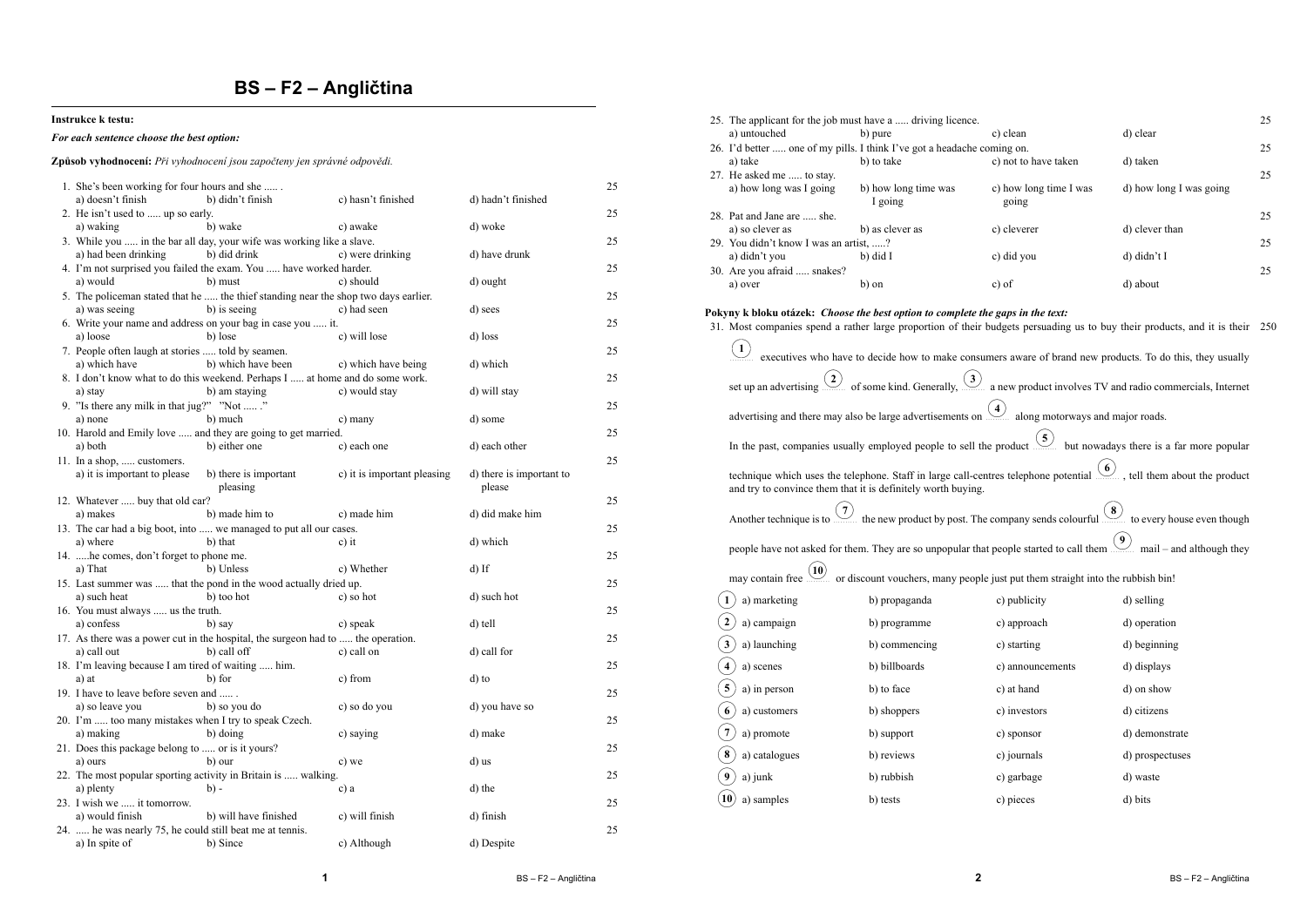# BS – F2 – Angličtina

**Instrukce k testu:**

***For each sentence choose the best option:***

**Způsob vyhodnocení:** *Při vyhodnocení jsou započteny jen správné odpovědi.*

1. She's been working for four hours and she ..... . — 25
   a) doesn't finish b) didn't finish c) hasn't finished d) hadn't finished
2. He isn't used to ..... up so early. — 25
   a) waking b) wake c) awake d) woke
3. While you ..... in the bar all day, your wife was working like a slave. — 25
   a) had been drinking b) did drink c) were drinking d) have drunk
4. I'm not surprised you failed the exam. You ..... have worked harder. — 25
   a) would b) must c) should d) ought
5. The policeman stated that he ..... the thief standing near the shop two days earlier. — 25
   a) was seeing b) is seeing c) had seen d) sees
6. Write your name and address on your bag in case you ..... it. — 25
   a) loose b) lose c) will lose d) loss
7. People often laugh at stories ..... told by seamen. — 25
   a) which have b) which have been c) which have being d) which
8. I don't know what to do this weekend. Perhaps I ..... at home and do some work. — 25
   a) stay b) am staying c) would stay d) will stay
9. "Is there any milk in that jug?" "Not ..... ." — 25
   a) none b) much c) many d) some
10. Harold and Emily love ..... and they are going to get married. — 25
    a) both b) either one c) each one d) each other
11. In a shop, ..... customers. — 25
    a) it is important to please b) there is important pleasing c) it is important pleasing d) there is important to please
12. Whatever ..... buy that old car? — 25
    a) makes b) made him to c) made him d) did make him
13. The car had a big boot, into ..... we managed to put all our cases. — 25
    a) where b) that c) it d) which
14. .....he comes, don't forget to phone me. — 25
    a) That b) Unless c) Whether d) If
15. Last summer was ..... that the pond in the wood actually dried up. — 25
    a) such heat b) too hot c) so hot d) such hot
16. You must always ..... us the truth. — 25
    a) confess b) say c) speak d) tell
17. As there was a power cut in the hospital, the surgeon had to ..... the operation. — 25
    a) call out b) call off c) call on d) call for
18. I'm leaving because I am tired of waiting ..... him. — 25
    a) at b) for c) from d) to
19. I have to leave before seven and ..... . — 25
    a) so leave you b) so you do c) so do you d) you have so
20. I'm ..... too many mistakes when I try to speak Czech. — 25
    a) making b) doing c) saying d) make
21. Does this package belong to ..... or is it yours? — 25
    a) ours b) our c) we d) us
22. The most popular sporting activity in Britain is ..... walking. — 25
    a) plenty b) - c) a d) the
23. I wish we ..... it tomorrow. — 25
    a) would finish b) will have finished c) will finish d) finish
24. ..... he was nearly 75, he could still beat me at tennis. — 25
    a) In spite of b) Since c) Although d) Despite
25. The applicant for the job must have a ..... driving licence. — 25
    a) untouched b) pure c) clean d) clear
26. I'd better ..... one of my pills. I think I've got a headache coming on. — 25
    a) take b) to take c) not to have taken d) taken
27. He asked me ..... to stay. — 25
    a) how long was I going b) how long time was I going c) how long time I was going d) how long I was going
28. Pat and Jane are ..... she. — 25
    a) so clever as b) as clever as c) cleverer d) clever than
29. You didn't know I was an artist, .....? — 25
    a) didn't you b) did I c) did you d) didn't I
30. Are you afraid ..... snakes? — 25
    a) over b) on c) of d) about

**Pokyny k bloku otázek:** ***Choose the best option to complete the gaps in the text:***

31. Most companies spend a rather large proportion of their budgets persuading us to buy their products, and it is their (1) ..... executives who have to decide how to make consumers aware of brand new products. To do this, they usually set up an advertising (2) ..... of some kind. Generally, (3) ..... a new product involves TV and radio commercials, Internet advertising and there may also be large advertisements on (4) ..... along motorways and major roads. — 250

In the past, companies usually employed people to sell the product (5) ..... but nowadays there is a far more popular technique which uses the telephone. Staff in large call-centres telephone potential (6) ..... , tell them about the product and try to convince them that it is definitely worth buying.

Another technique is to (7) ..... the new product by post. The company sends colourful (8) ..... to every house even though people have not asked for them. They are so unpopular that people started to call them (9) ..... mail – and although they may contain free (10) ..... or discount vouchers, many people just put them straight into the rubbish bin!

| | a) | b) | c) | d) |
|---|---|---|---|---|
| (1) | marketing | propaganda | publicity | selling |
| (2) | campaign | programme | approach | operation |
| (3) | launching | commencing | starting | beginning |
| (4) | scenes | billboards | announcements | displays |
| (5) | in person | to face | at hand | on show |
| (6) | customers | shoppers | investors | citizens |
| (7) | promote | support | sponsor | demonstrate |
| (8) | catalogues | reviews | journals | prospectuses |
| (9) | junk | rubbish | garbage | waste |
| (10) | samples | tests | pieces | bits |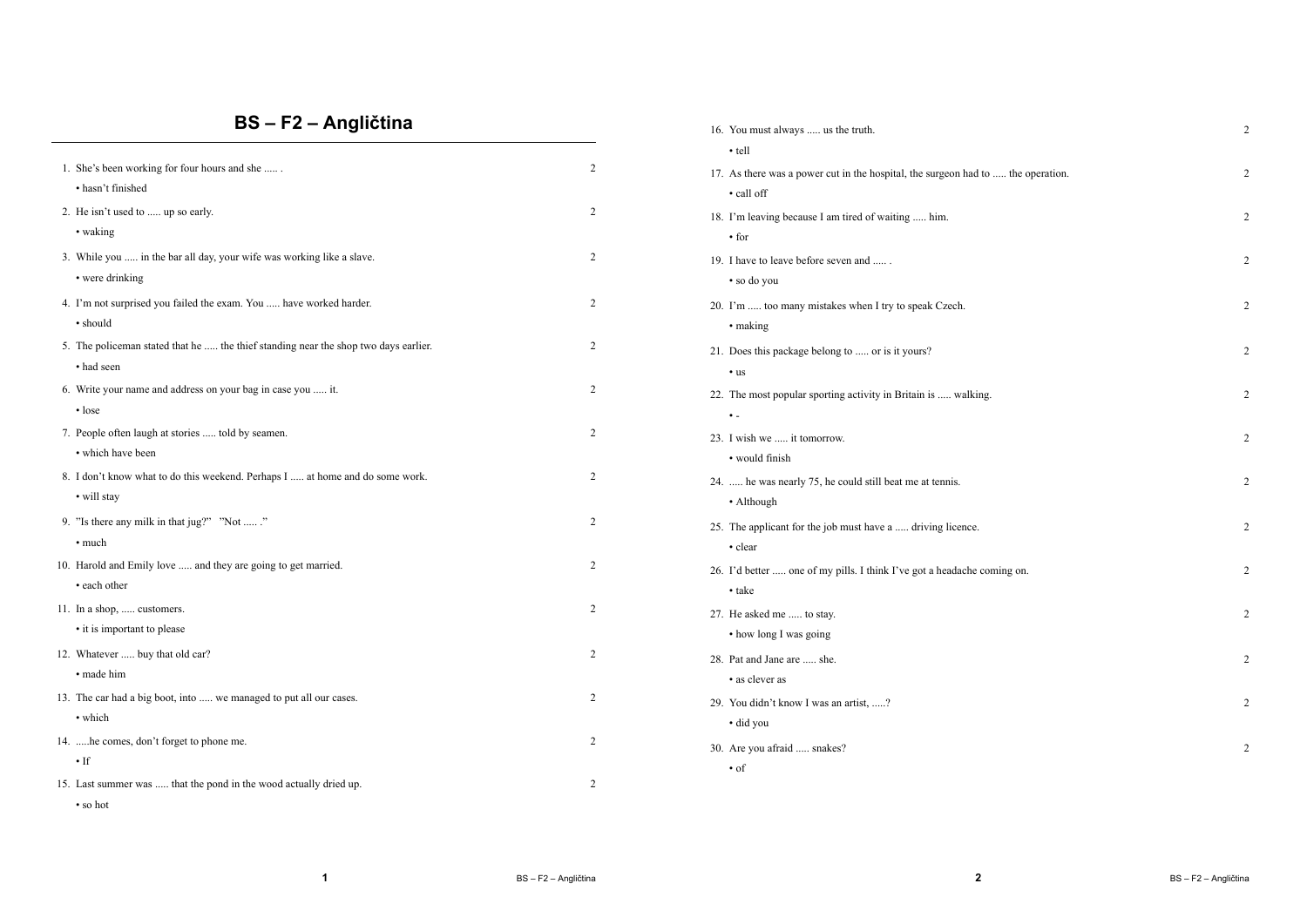# BS – F2 – Angličtina

1. She's been working for four hours and she ..... .
   - hasn't finished

   2

2. He isn't used to ..... up so early.
   - waking

   2

3. While you ..... in the bar all day, your wife was working like a slave.
   - were drinking

   2

4. I'm not surprised you failed the exam. You ..... have worked harder.
   - should

   2

5. The policeman stated that he ..... the thief standing near the shop two days earlier.
   - had seen

   2

6. Write your name and address on your bag in case you ..... it.
   - lose

   2

7. People often laugh at stories ..... told by seamen.
   - which have been

   2

8. I don't know what to do this weekend. Perhaps I ..... at home and do some work.
   - will stay

   2

9. "Is there any milk in that jug?" "Not ..... ."
   - much

   2

10. Harold and Emily love ..... and they are going to get married.
    - each other

    2

11. In a shop, ..... customers.
    - it is important to please

    2

12. Whatever ..... buy that old car?
    - made him

    2

13. The car had a big boot, into ..... we managed to put all our cases.
    - which

    2

14. .....he comes, don't forget to phone me.
    - If

    2

15. Last summer was ..... that the pond in the wood actually dried up.
    - so hot

    2

16. You must always ..... us the truth.
    - tell

    2

17. As there was a power cut in the hospital, the surgeon had to ..... the operation.
    - call off

    2

18. I'm leaving because I am tired of waiting ..... him.
    - for

    2

19. I have to leave before seven and ..... .
    - so do you

    2

20. I'm ..... too many mistakes when I try to speak Czech.
    - making

    2

21. Does this package belong to ..... or is it yours?
    - us

    2

22. The most popular sporting activity in Britain is ..... walking.
    - -

    2

23. I wish we ..... it tomorrow.
    - would finish

    2

24. ..... he was nearly 75, he could still beat me at tennis.
    - Although

    2

25. The applicant for the job must have a ..... driving licence.
    - clear

    2

26. I'd better ..... one of my pills. I think I've got a headache coming on.
    - take

    2

27. He asked me ..... to stay.
    - how long I was going

    2

28. Pat and Jane are ..... she.
    - as clever as

    2

29. You didn't know I was an artist, .....?
    - did you

    2

30. Are you afraid ..... snakes?
    - of

    2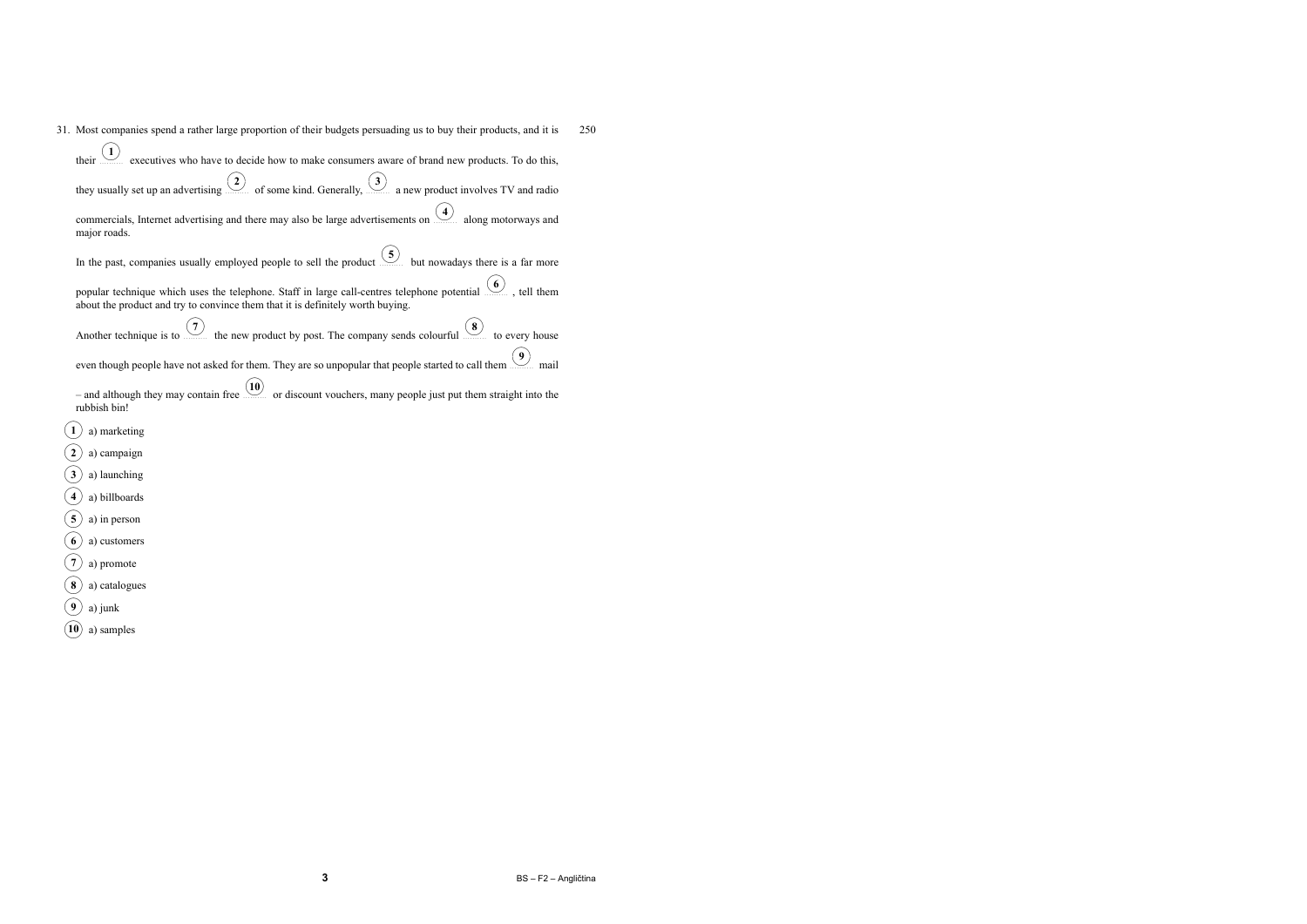31. Most companies spend a rather large proportion of their budgets persuading us to buy their products, and it is their (1) ........ executives who have to decide how to make consumers aware of brand new products. To do this, they usually set up an advertising (2) ........ of some kind. Generally, (3) ........ a new product involves TV and radio commercials, Internet advertising and there may also be large advertisements on (4) ........ along motorways and major roads.

In the past, companies usually employed people to sell the product (5) ........ but nowadays there is a far more popular technique which uses the telephone. Staff in large call-centres telephone potential (6) ........ , tell them about the product and try to convince them that it is definitely worth buying.

Another technique is to (7) ........ the new product by post. The company sends colourful (8) ........ to every house even though people have not asked for them. They are so unpopular that people started to call them (9) ........ mail – and although they may contain free (10) ........ or discount vouchers, many people just put them straight into the rubbish bin!

250

(1) a) marketing

(2) a) campaign

(3) a) launching

(4) a) billboards

(5) a) in person

(6) a) customers

(7) a) promote

(8) a) catalogues

(9) a) junk

(10) a) samples